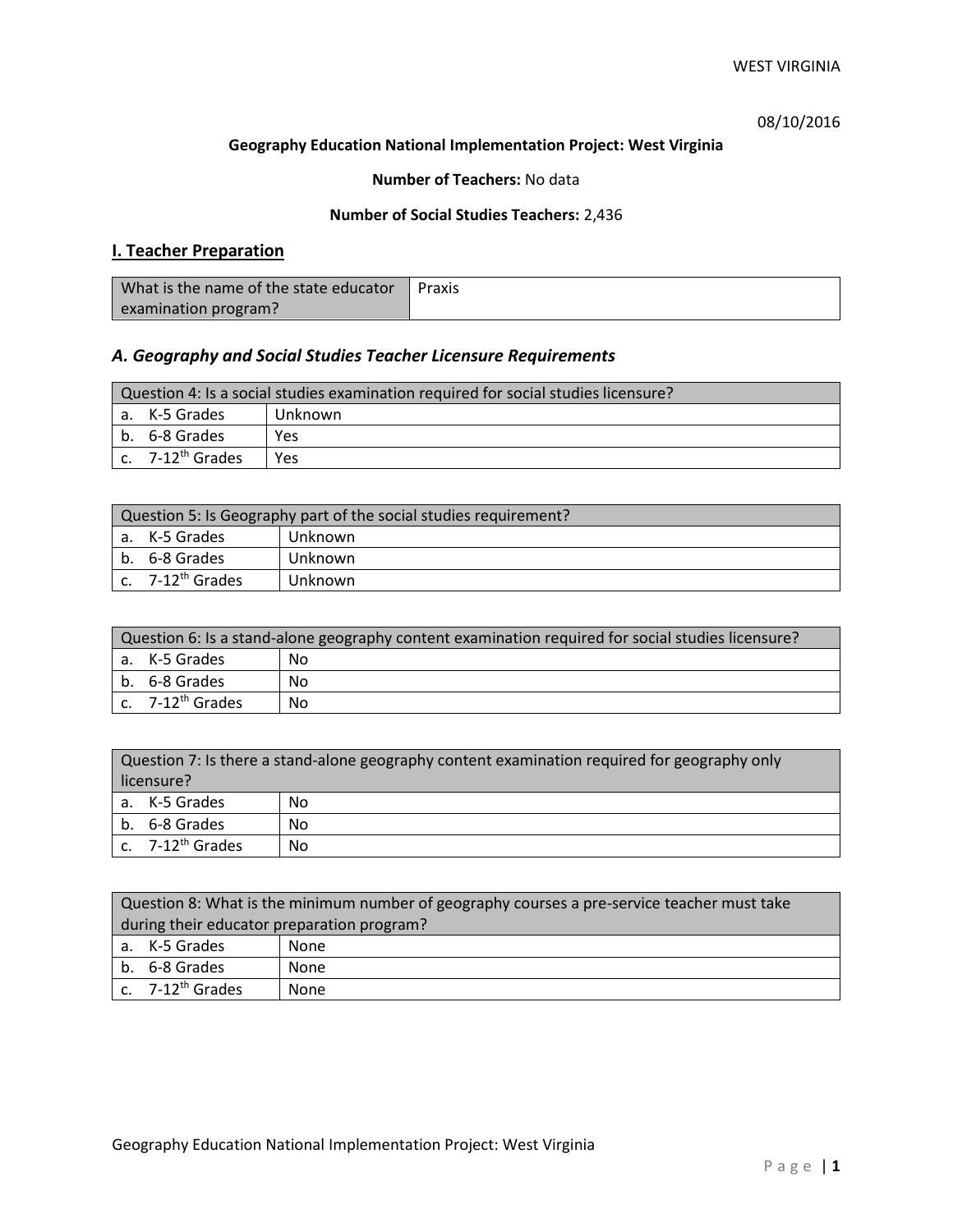08/10/2016

**Geography Education National Implementation Project: West Virginia**

**Number of Teachers:** No data

**Number of Social Studies Teachers:** 2,436

## I. Teacher Preparation

| What is the name of the state educator examination program? | Praxis |
|---|---|

### *A. Geography and Social Studies Teacher Licensure Requirements*

| Question 4: Is a social studies examination required for social studies licensure? | |
|---|---|
| a. K-5 Grades | Unknown |
| b. 6-8 Grades | Yes |
| c. 7-12th Grades | Yes |

| Question 5: Is Geography part of the social studies requirement? | |
|---|---|
| a. K-5 Grades | Unknown |
| b. 6-8 Grades | Unknown |
| c. 7-12th Grades | Unknown |

| Question 6: Is a stand-alone geography content examination required for social studies licensure? | |
|---|---|
| a. K-5 Grades | No |
| b. 6-8 Grades | No |
| c. 7-12th Grades | No |

| Question 7: Is there a stand-alone geography content examination required for geography only licensure? | |
|---|---|
| a. K-5 Grades | No |
| b. 6-8 Grades | No |
| c. 7-12th Grades | No |

| Question 8: What is the minimum number of geography courses a pre-service teacher must take during their educator preparation program? | |
|---|---|
| a. K-5 Grades | None |
| b. 6-8 Grades | None |
| c. 7-12th Grades | None |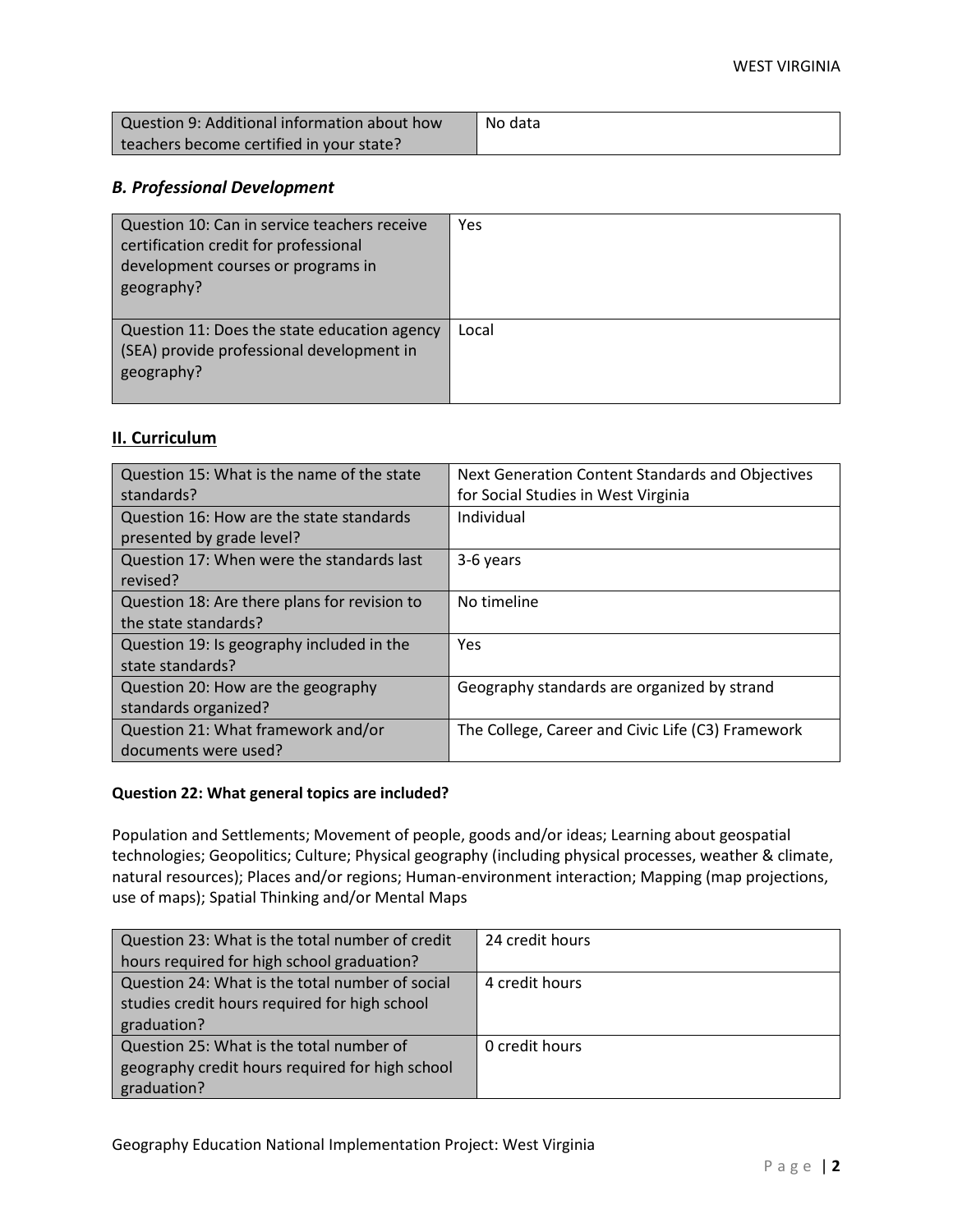| Question 9: Additional information about how teachers become certified in your state? | No data |
|---|---|

### *B. Professional Development*

| Question 10: Can in service teachers receive certification credit for professional development courses or programs in geography? | Yes |
|---|---|
| Question 11: Does the state education agency (SEA) provide professional development in geography? | Local |

## II. Curriculum

| Question 15: What is the name of the state standards? | Next Generation Content Standards and Objectives for Social Studies in West Virginia |
|---|---|
| Question 16: How are the state standards presented by grade level? | Individual |
| Question 17: When were the standards last revised? | 3-6 years |
| Question 18: Are there plans for revision to the state standards? | No timeline |
| Question 19: Is geography included in the state standards? | Yes |
| Question 20: How are the geography standards organized? | Geography standards are organized by strand |
| Question 21: What framework and/or documents were used? | The College, Career and Civic Life (C3) Framework |

**Question 22: What general topics are included?**

Population and Settlements; Movement of people, goods and/or ideas; Learning about geospatial technologies; Geopolitics; Culture; Physical geography (including physical processes, weather & climate, natural resources); Places and/or regions; Human-environment interaction; Mapping (map projections, use of maps); Spatial Thinking and/or Mental Maps

| Question 23: What is the total number of credit hours required for high school graduation? | 24 credit hours |
|---|---|
| Question 24: What is the total number of social studies credit hours required for high school graduation? | 4 credit hours |
| Question 25: What is the total number of geography credit hours required for high school graduation? | 0 credit hours |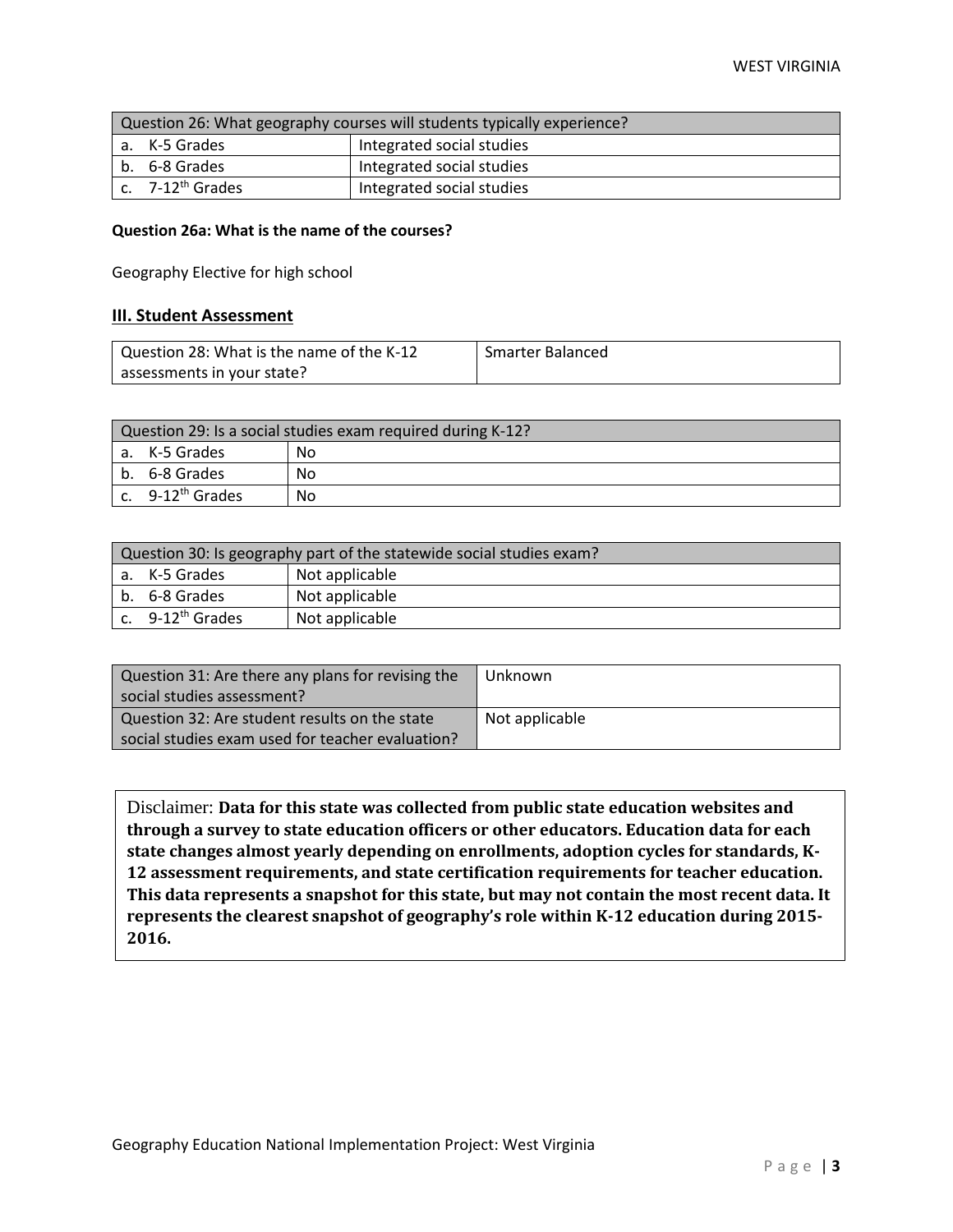| Question 26: What geography courses will students typically experience? | |
| --- | --- |
| a. K-5 Grades | Integrated social studies |
| b. 6-8 Grades | Integrated social studies |
| c. 7-12th Grades | Integrated social studies |

**Question 26a: What is the name of the courses?**

Geography Elective for high school

## III. Student Assessment

| | |
| --- | --- |
| Question 28: What is the name of the K-12 assessments in your state? | Smarter Balanced |

| Question 29: Is a social studies exam required during K-12? | |
| --- | --- |
| a. K-5 Grades | No |
| b. 6-8 Grades | No |
| c. 9-12th Grades | No |

| Question 30: Is geography part of the statewide social studies exam? | |
| --- | --- |
| a. K-5 Grades | Not applicable |
| b. 6-8 Grades | Not applicable |
| c. 9-12th Grades | Not applicable |

| | |
| --- | --- |
| Question 31: Are there any plans for revising the social studies assessment? | Unknown |
| Question 32: Are student results on the state social studies exam used for teacher evaluation? | Not applicable |

Disclaimer: **Data for this state was collected from public state education websites and through a survey to state education officers or other educators. Education data for each state changes almost yearly depending on enrollments, adoption cycles for standards, K-12 assessment requirements, and state certification requirements for teacher education. This data represents a snapshot for this state, but may not contain the most recent data. It represents the clearest snapshot of geography's role within K-12 education during 2015-2016.**